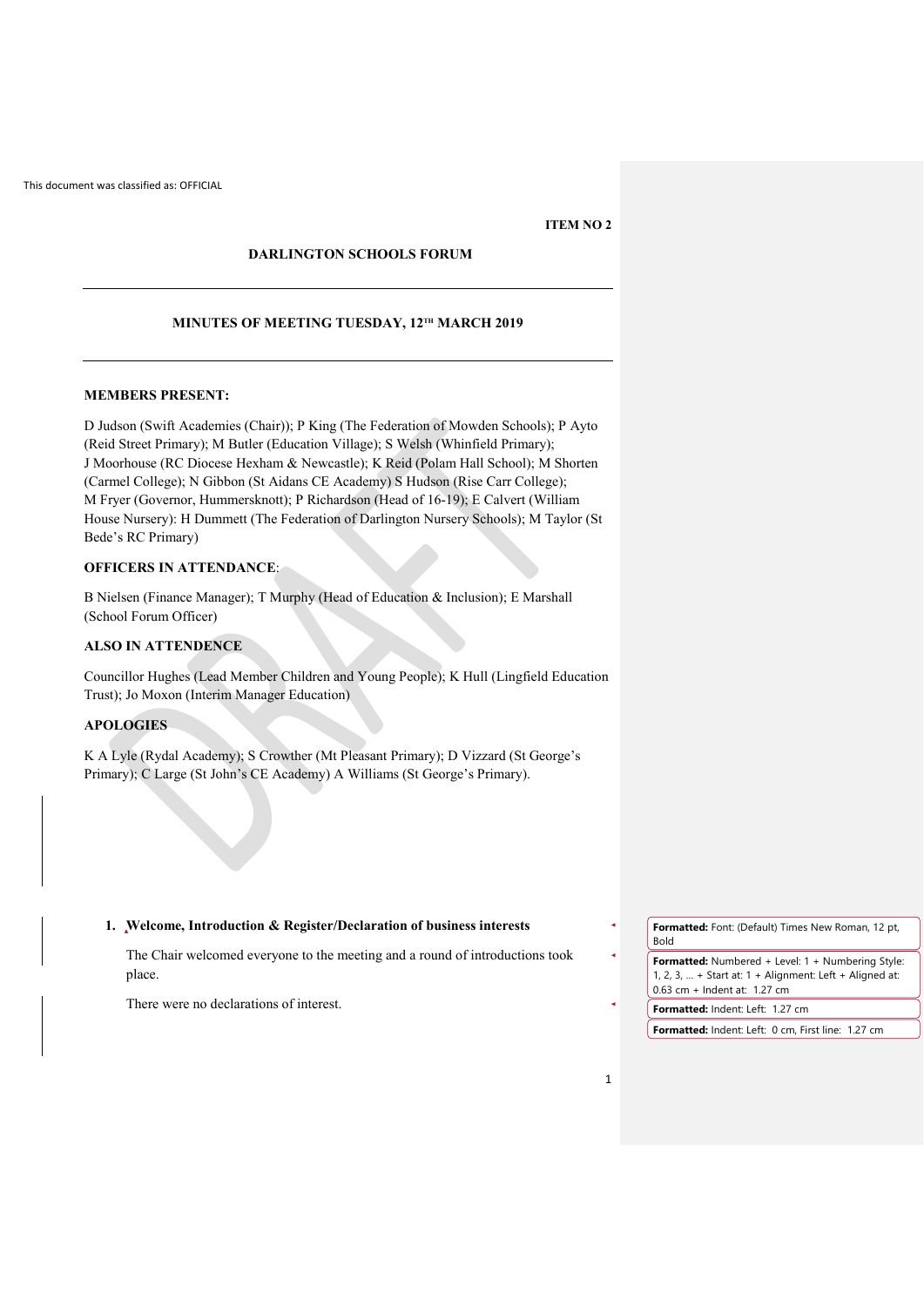This document was classified as: OFFICIAL

**ITEM NO 2**

# DARLINGTON SCHOOLS FORUM

## MINUTES OF MEETING TUESDAY, 12TH MARCH 2019

**MEMBERS PRESENT:**

D Judson (Swift Academies (Chair)); P King (The Federation of Mowden Schools); P Ayto (Reid Street Primary); M Butler (Education Village); S Welsh (Whinfield Primary); J Moorhouse (RC Diocese Hexham & Newcastle); K Reid (Polam Hall School); M Shorten (Carmel College); N Gibbon (St Aidans CE Academy) S Hudson (Rise Carr College); M Fryer (Governor, Hummersknott); P Richardson (Head of 16-19); E Calvert (William House Nursery): H Dummett (The Federation of Darlington Nursery Schools); M Taylor (St Bede's RC Primary)

**OFFICERS IN ATTENDANCE**:

B Nielsen (Finance Manager); T Murphy (Head of Education & Inclusion); E Marshall (School Forum Officer)

**ALSO IN ATTENDENCE**

Councillor Hughes (Lead Member Children and Young People); K Hull (Lingfield Education Trust); Jo Moxon (Interim Manager Education)

**APOLOGIES**

K A Lyle (Rydal Academy); S Crowther (Mt Pleasant Primary); D Vizzard (St George's Primary); C Large (St John's CE Academy) A Williams (St George's Primary).

1. **Welcome, Introduction & Register/Declaration of business interests**

   The Chair welcomed everyone to the meeting and a round of introductions took place.

   There were no declarations of interest.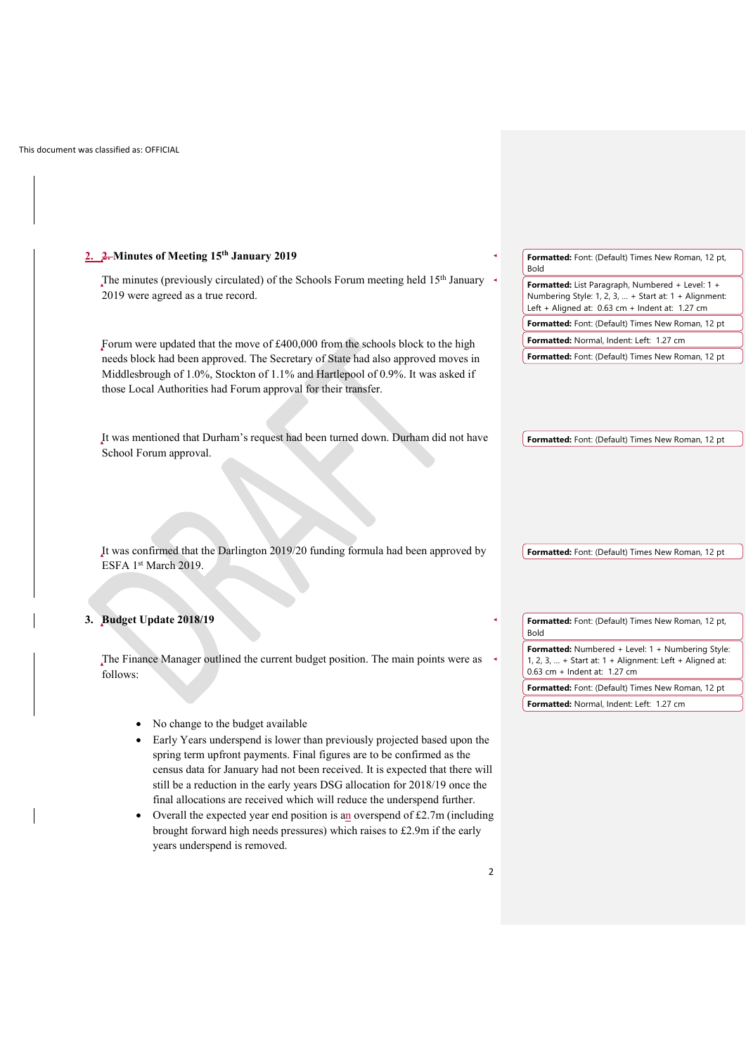This document was classified as: OFFICIAL

## 2. Minutes of Meeting 15th January 2019

The minutes (previously circulated) of the Schools Forum meeting held 15th January 2019 were agreed as a true record.

Forum were updated that the move of £400,000 from the schools block to the high needs block had been approved. The Secretary of State had also approved moves in Middlesbrough of 1.0%, Stockton of 1.1% and Hartlepool of 0.9%. It was asked if those Local Authorities had Forum approval for their transfer.

It was mentioned that Durham's request had been turned down. Durham did not have School Forum approval.

It was confirmed that the Darlington 2019/20 funding formula had been approved by ESFA 1st March 2019.

## 3. Budget Update 2018/19

The Finance Manager outlined the current budget position. The main points were as follows:

- No change to the budget available
- Early Years underspend is lower than previously projected based upon the spring term upfront payments. Final figures are to be confirmed as the census data for January had not been received. It is expected that there will still be a reduction in the early years DSG allocation for 2018/19 once the final allocations are received which will reduce the underspend further.
- Overall the expected year end position is an overspend of £2.7m (including brought forward high needs pressures) which raises to £2.9m if the early years underspend is removed.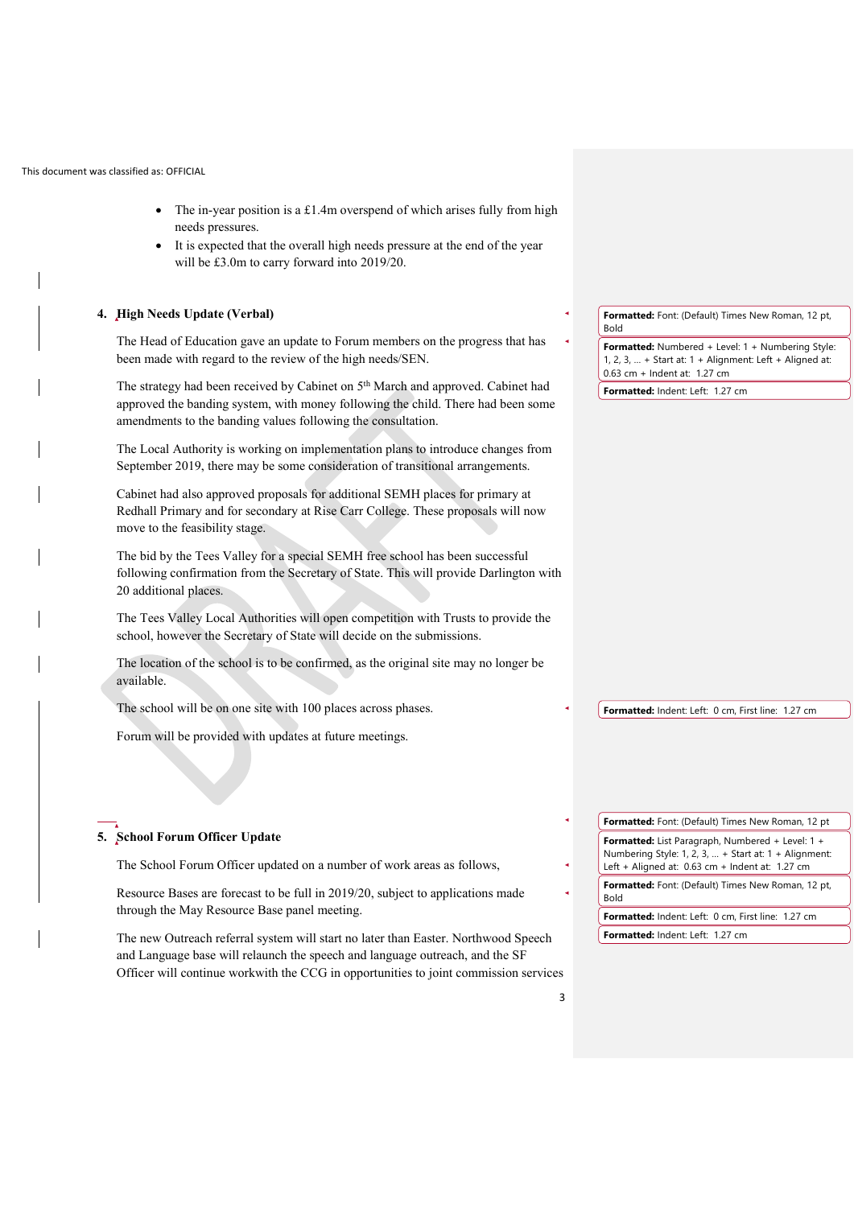- The in-year position is a £1.4m overspend of which arises fully from high needs pressures.
- It is expected that the overall high needs pressure at the end of the year will be £3.0m to carry forward into 2019/20.

**4. High Needs Update (Verbal)**

The Head of Education gave an update to Forum members on the progress that has been made with regard to the review of the high needs/SEN.

The strategy had been received by Cabinet on 5th March and approved. Cabinet had approved the banding system, with money following the child. There had been some amendments to the banding values following the consultation.

The Local Authority is working on implementation plans to introduce changes from September 2019, there may be some consideration of transitional arrangements.

Cabinet had also approved proposals for additional SEMH places for primary at Redhall Primary and for secondary at Rise Carr College. These proposals will now move to the feasibility stage.

The bid by the Tees Valley for a special SEMH free school has been successful following confirmation from the Secretary of State. This will provide Darlington with 20 additional places.

The Tees Valley Local Authorities will open competition with Trusts to provide the school, however the Secretary of State will decide on the submissions.

The location of the school is to be confirmed, as the original site may no longer be available.

The school will be on one site with 100 places across phases.

Forum will be provided with updates at future meetings.

**5. School Forum Officer Update**

The School Forum Officer updated on a number of work areas as follows,

Resource Bases are forecast to be full in 2019/20, subject to applications made through the May Resource Base panel meeting.

The new Outreach referral system will start no later than Easter. Northwood Speech and Language base will relaunch the speech and language outreach, and the SF Officer will continue workwith the CCG in opportunities to joint commission services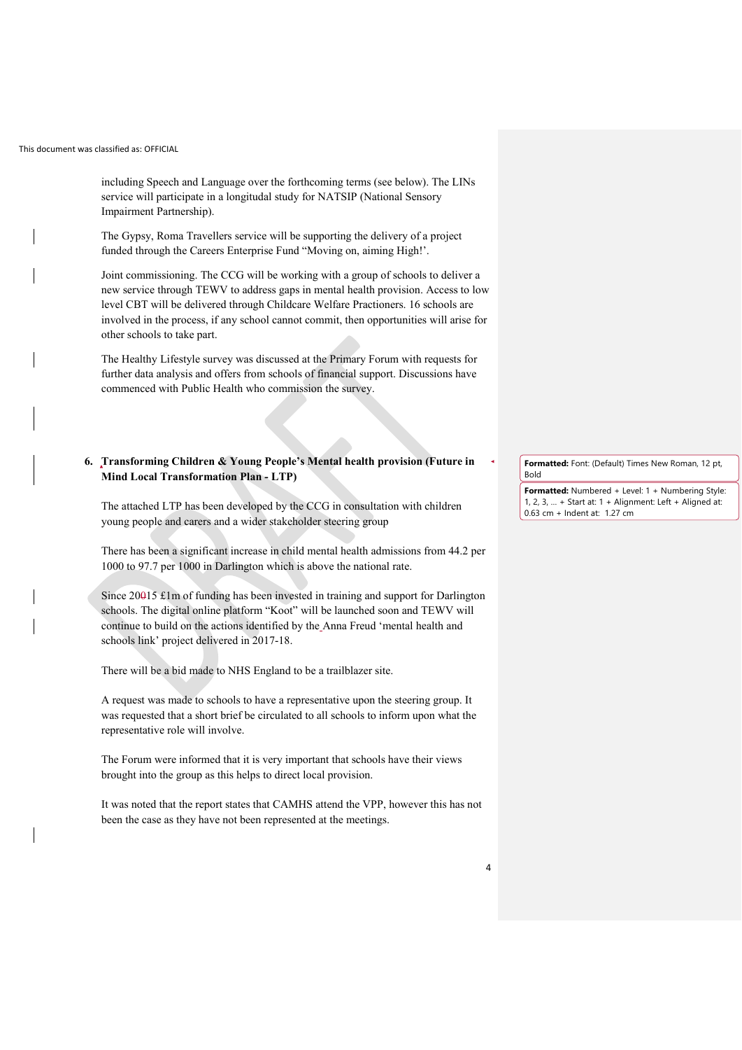including Speech and Language over the forthcoming terms (see below). The LINs service will participate in a longitudinal study for NATSIP (National Sensory Impairment Partnership).

The Gypsy, Roma Travellers service will be supporting the delivery of a project funded through the Careers Enterprise Fund "Moving on, aiming High!'.

Joint commissioning. The CCG will be working with a group of schools to deliver a new service through TEWV to address gaps in mental health provision. Access to low level CBT will be delivered through Childcare Welfare Practioners. 16 schools are involved in the process, if any school cannot commit, then opportunities will arise for other schools to take part.

The Healthy Lifestyle survey was discussed at the Primary Forum with requests for further data analysis and offers from schools of financial support. Discussions have commenced with Public Health who commission the survey.

## 6. Transforming Children & Young People's Mental health provision (Future in Mind Local Transformation Plan - LTP)

The attached LTP has been developed by the CCG in consultation with children young people and carers and a wider stakeholder steering group

There has been a significant increase in child mental health admissions from 44.2 per 1000 to 97.7 per 1000 in Darlington which is above the national rate.

Since 2015 £1m of funding has been invested in training and support for Darlington schools. The digital online platform "Koot" will be launched soon and TEWV will continue to build on the actions identified by the Anna Freud 'mental health and schools link' project delivered in 2017-18.

There will be a bid made to NHS England to be a trailblazer site.

A request was made to schools to have a representative upon the steering group. It was requested that a short brief be circulated to all schools to inform upon what the representative role will involve.

The Forum were informed that it is very important that schools have their views brought into the group as this helps to direct local provision.

It was noted that the report states that CAMHS attend the VPP, however this has not been the case as they have not been represented at the meetings.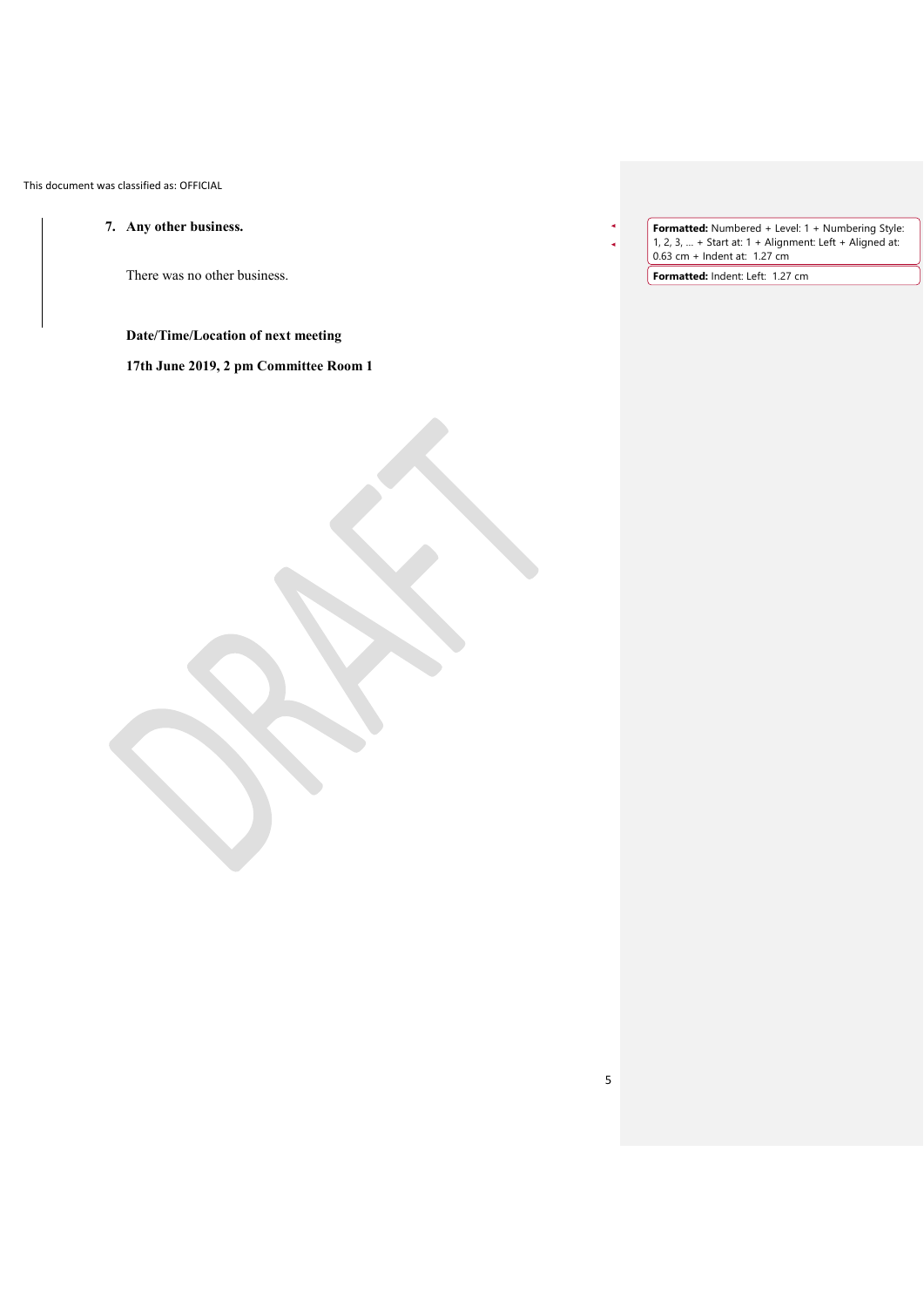This document was classified as: OFFICIAL

## 7. Any other business.

There was no other business.

**Date/Time/Location of next meeting**

**17th June 2019, 2 pm Committee Room 1**

**Formatted:** Numbered + Level: 1 + Numbering Style: 1, 2, 3, … + Start at: 1 + Alignment: Left + Aligned at: 0.63 cm + Indent at: 1.27 cm

**Formatted:** Indent: Left: 1.27 cm